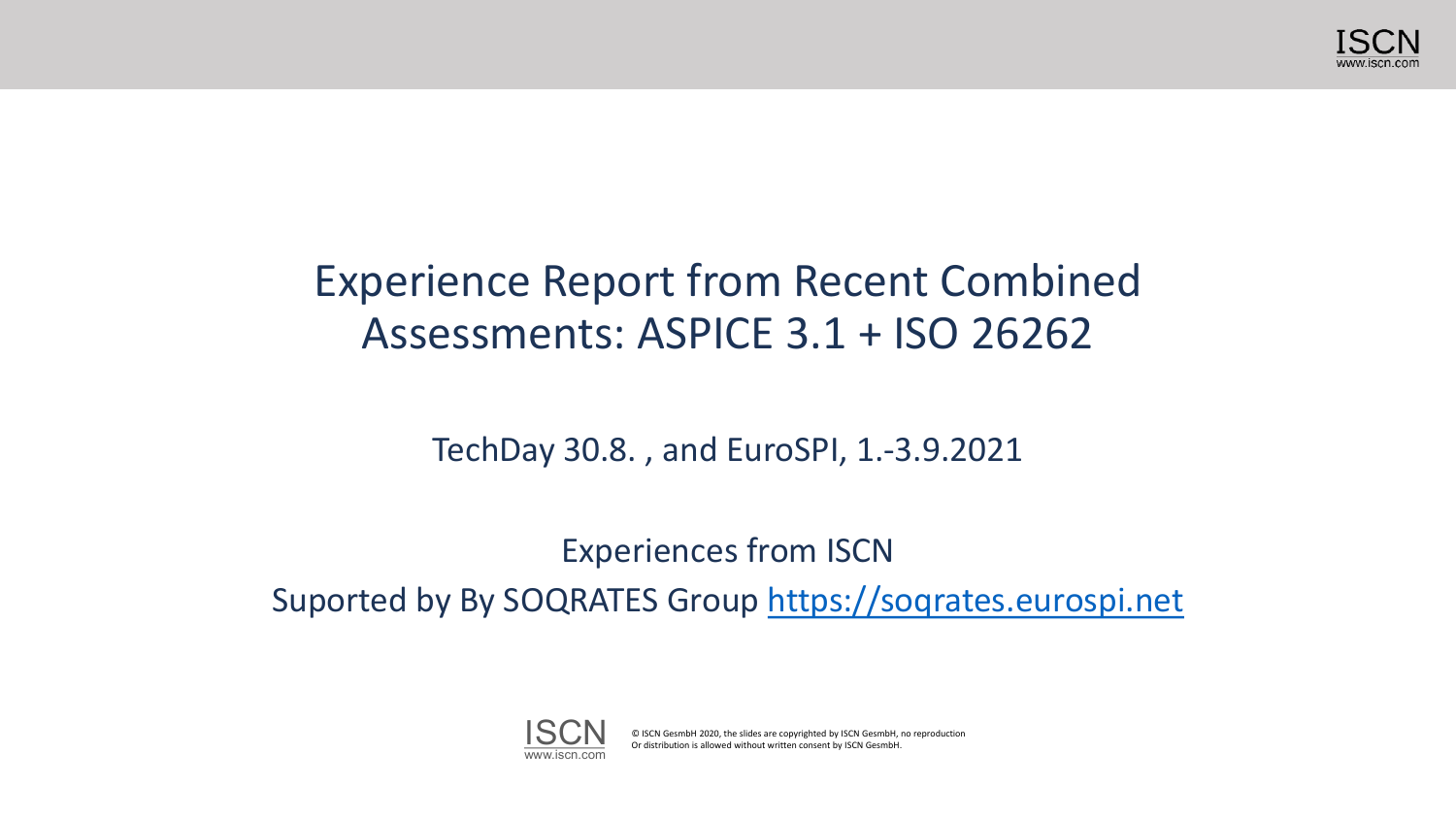# Experience Report from Recent Combined Assessments: ASPICE 3.1 + ISO 26262

TechDay 30.8. , and EuroSPI, 1.-3.9.2021

Experiences from ISCN

Suported by By SOQRATES Group https://soqrates.eurospi.net

© ISCN GesmbH 2020, the slides are copyrighted by ISCN GesmbH, no reproduction Or distribution is allowed without written consent by ISCN GesmbH.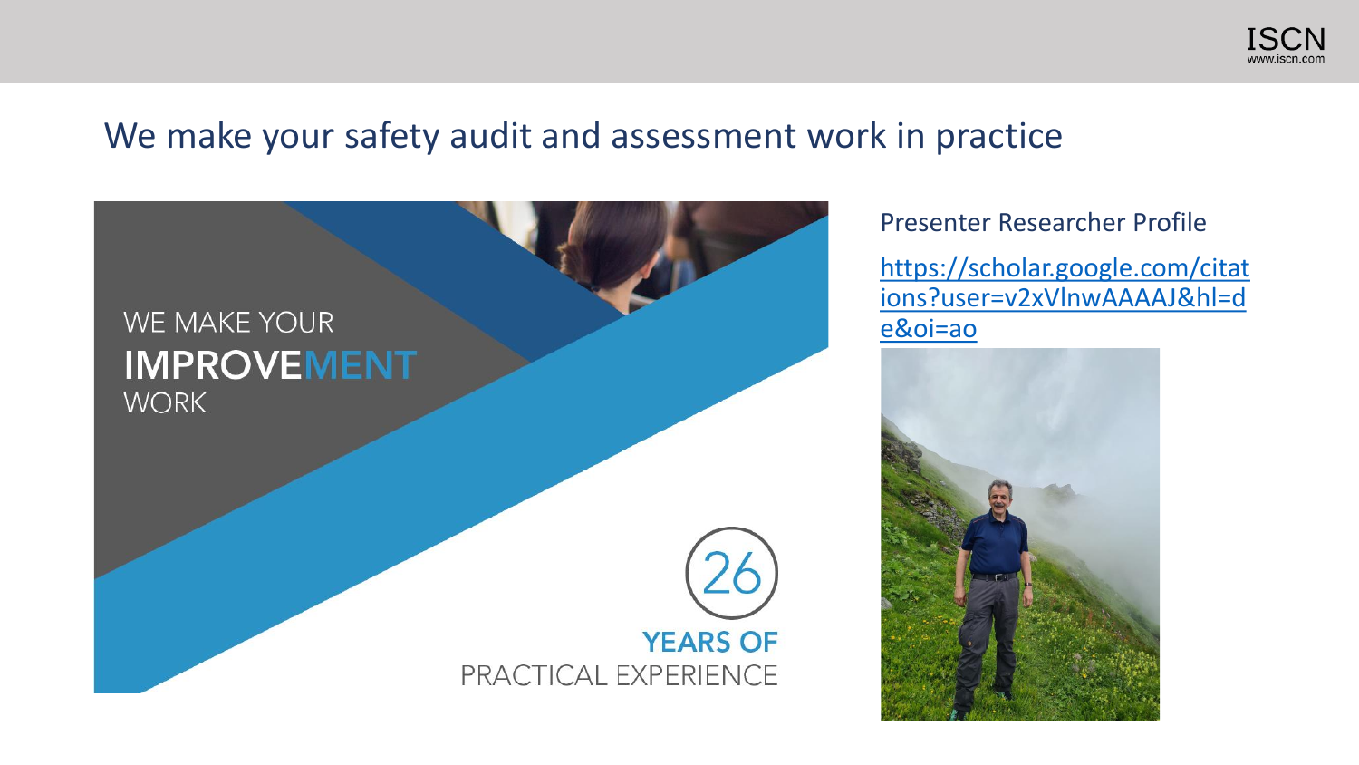# We make your safety audit and assessment work in practice

WE MAKE YOUR
**IMPROVEMENT**
WORK

26
**YEARS OF**
PRACTICAL EXPERIENCE

Presenter Researcher Profile

https://scholar.google.com/citations?user=v2xVlnwAAAAJ&hl=de&oi=ao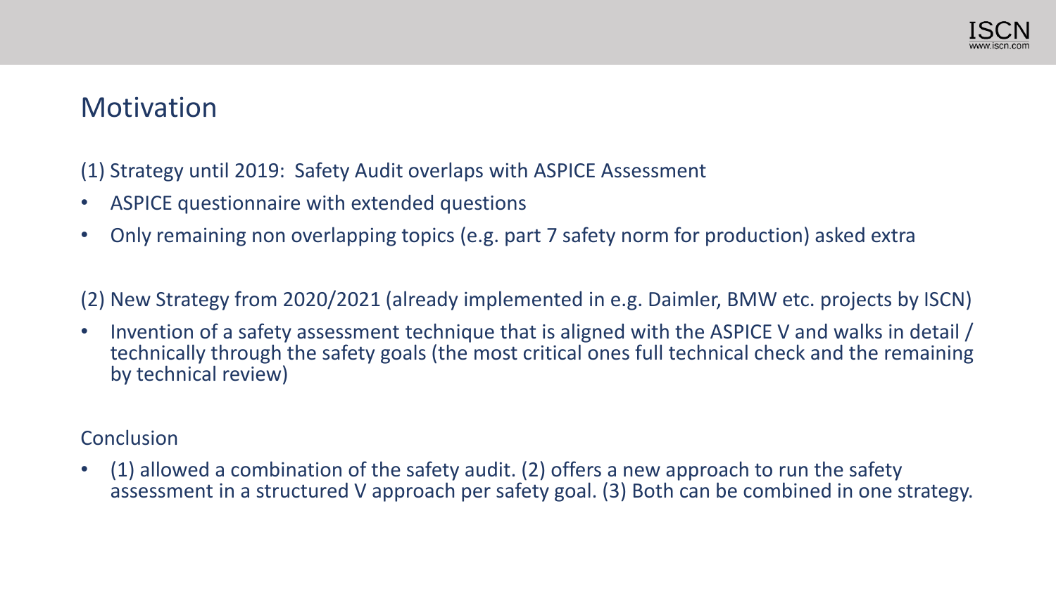## Motivation

(1) Strategy until 2019: Safety Audit overlaps with ASPICE Assessment

- ASPICE questionnaire with extended questions
- Only remaining non overlapping topics (e.g. part 7 safety norm for production) asked extra

(2) New Strategy from 2020/2021 (already implemented in e.g. Daimler, BMW etc. projects by ISCN)

- Invention of a safety assessment technique that is aligned with the ASPICE V and walks in detail / technically through the safety goals (the most critical ones full technical check and the remaining by technical review)

Conclusion

- (1) allowed a combination of the safety audit. (2) offers a new approach to run the safety assessment in a structured V approach per safety goal. (3) Both can be combined in one strategy.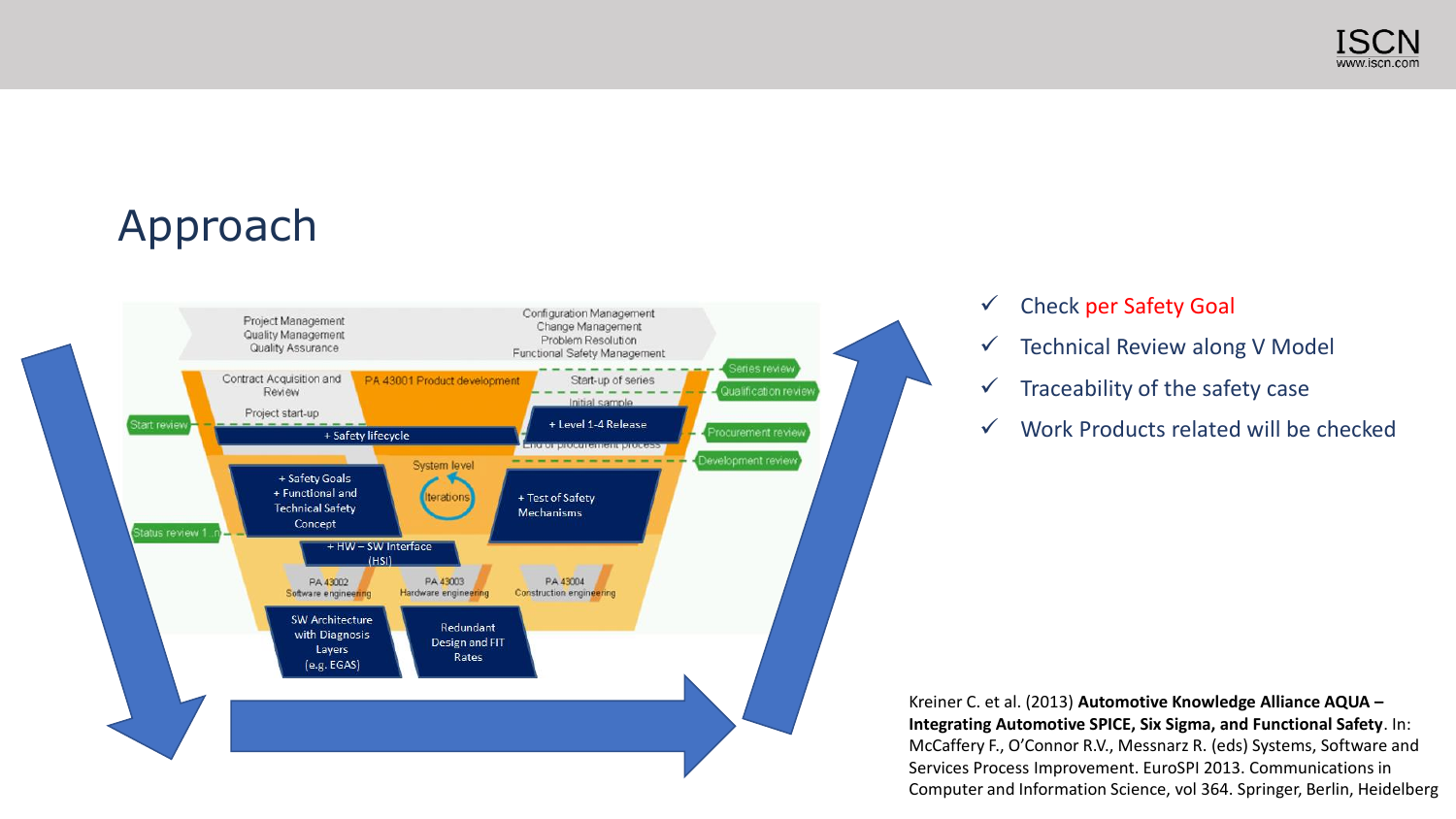# Approach

- ✓ Check per Safety Goal
- ✓ Technical Review along V Model
- ✓ Traceability of the safety case
- ✓ Work Products related will be checked

Kreiner C. et al. (2013) **Automotive Knowledge Alliance AQUA – Integrating Automotive SPICE, Six Sigma, and Functional Safety**. In: McCaffery F., O'Connor R.V., Messnarz R. (eds) Systems, Software and Services Process Improvement. EuroSPI 2013. Communications in Computer and Information Science, vol 364. Springer, Berlin, Heidelberg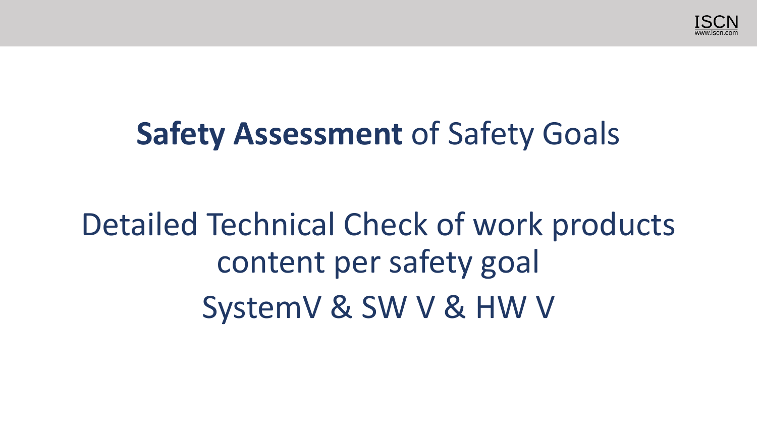# **Safety Assessment** of Safety Goals

Detailed Technical Check of work products content per safety goal

SystemV & SW V & HW V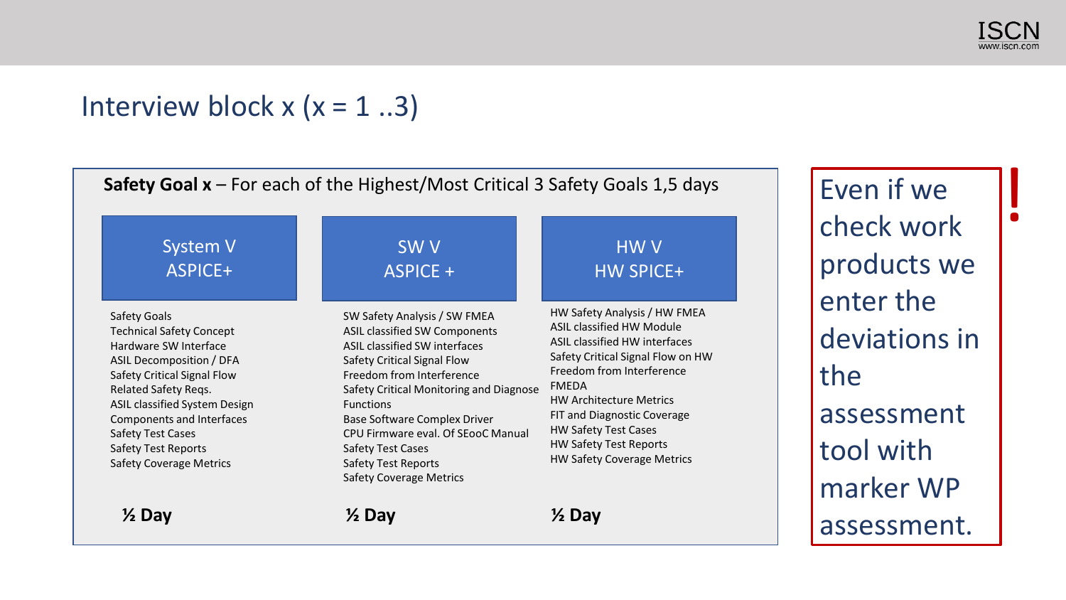# Interview block x (x = 1 ..3)

**Safety Goal x** – For each of the Highest/Most Critical 3 Safety Goals 1,5 days

## System V ASPICE+

- Safety Goals
- Technical Safety Concept
- Hardware SW Interface
- ASIL Decomposition / DFA
- Safety Critical Signal Flow
- Related Safety Reqs.
- ASIL classified System Design
- Components and Interfaces
- Safety Test Cases
- Safety Test Reports
- Safety Coverage Metrics

**½ Day**

## SW V ASPICE +

- SW Safety Analysis / SW FMEA
- ASIL classified SW Components
- ASIL classified SW interfaces
- Safety Critical Signal Flow
- Freedom from Interference
- Safety Critical Monitoring and Diagnose Functions
- Base Software Complex Driver
- CPU Firmware eval. Of SEooC Manual
- Safety Test Cases
- Safety Test Reports
- Safety Coverage Metrics

**½ Day**

## HW V HW SPICE+

- HW Safety Analysis / HW FMEA
- ASIL classified HW Module
- ASIL classified HW interfaces
- Safety Critical Signal Flow on HW
- Freedom from Interference
- FMEDA
- HW Architecture Metrics
- FIT and Diagnostic Coverage
- HW Safety Test Cases
- HW Safety Test Reports
- HW Safety Coverage Metrics

**½ Day**

Even if we check work products we enter the deviations in the assessment tool with marker WP assessment.

!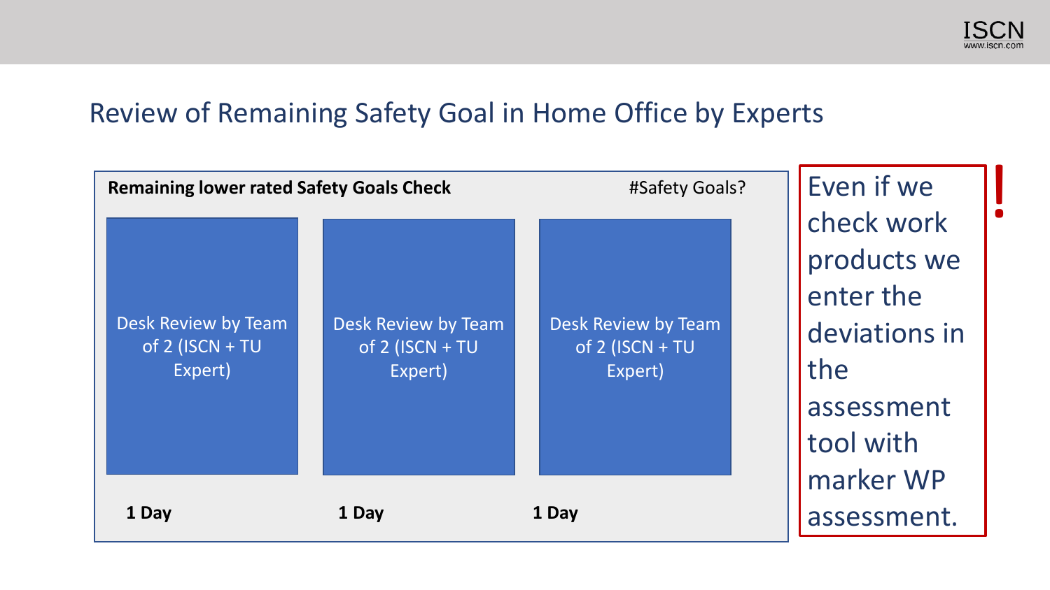# Review of Remaining Safety Goal in Home Office by Experts

**Remaining lower rated Safety Goals Check** #Safety Goals?

| Desk Review by Team of 2 (ISCN + TU Expert) | Desk Review by Team of 2 (ISCN + TU Expert) | Desk Review by Team of 2 (ISCN + TU Expert) |
| --- | --- | --- |
| **1 Day** | **1 Day** | **1 Day** |

Even if we check work products we enter the deviations in the assessment tool with marker WP assessment.

!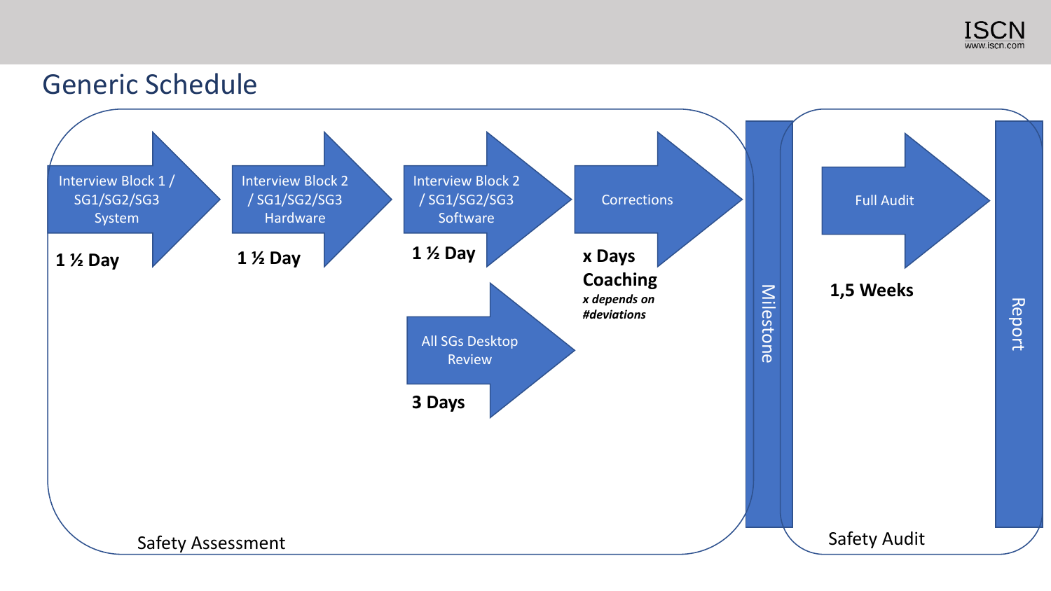# Generic Schedule

## Safety Assessment

- **Interview Block 1 / SG1/SG2/SG3 System** — **1 ½ Day**
- **Interview Block 2 / SG1/SG2/SG3 Hardware** — **1 ½ Day**
- **Interview Block 2 / SG1/SG2/SG3 Software** — **1 ½ Day**
- **All SGs Desktop Review** — **3 Days**
- **Corrections** — **x Days Coaching**
  - ***x depends on #deviations***

**Milestone**

## Safety Audit

- **Full Audit** — **1,5 Weeks**

**Report**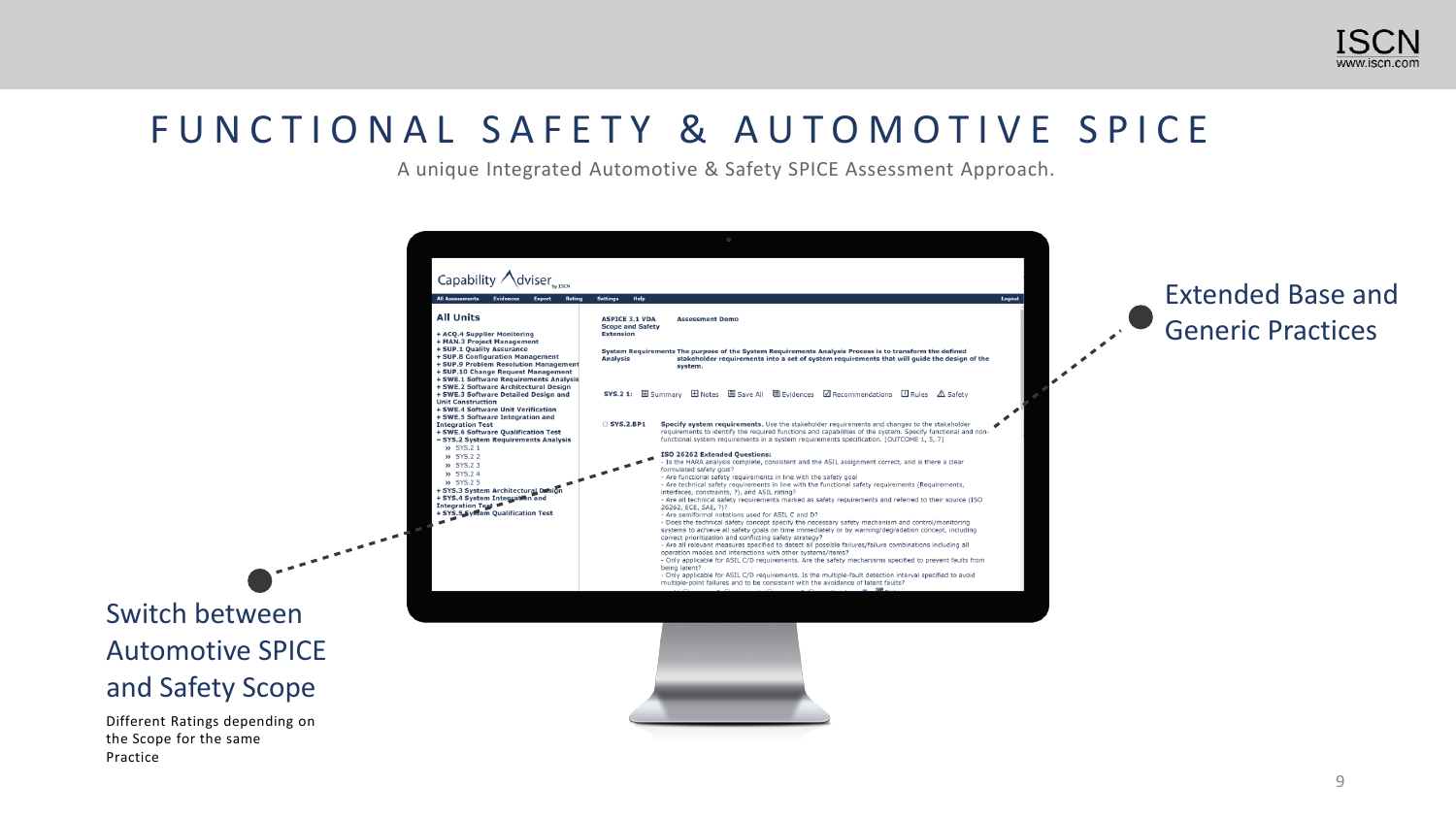# FUNCTIONAL SAFETY & AUTOMOTIVE SPICE

A unique Integrated Automotive & Safety SPICE Assessment Approach.

Extended Base and Generic Practices

Switch between Automotive SPICE and Safety Scope

Different Ratings depending on the Scope for the same Practice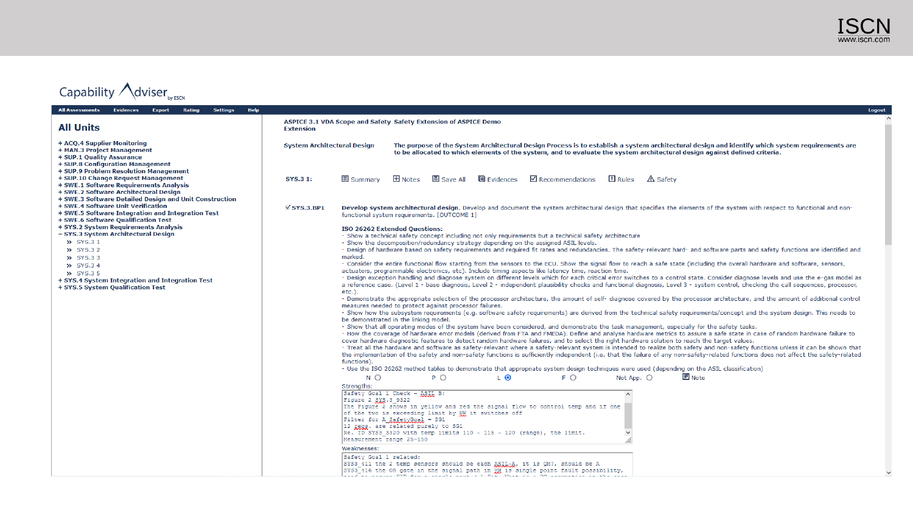ISCN
www.iscn.com

Capability Adviser by ISCN

All Assessments | Evidences | Export | Rating | Settings | Help | Logout

## All Units

- + ACQ.4 Supplier Monitoring
- + MAN.3 Project Management
- + SUP.1 Quality Assurance
- + SUP.8 Configuration Management
- + SUP.9 Problem Resolution Management
- + SUP.10 Change Request Management
- + SWE.1 Software Requirements Analysis
- + SWE.2 Software Architectural Design
- + SWE.3 Software Detailed Design and Unit Construction
- + SWE.4 Software Unit Verification
- + SWE.5 Software Integration and Integration Test
- + SWE.6 Software Qualification Test
- + SYS.2 System Requirements Analysis
- − SYS.3 System Architectural Design
  - » SYS.3 1
  - » SYS.3 2
  - » SYS.3 3
  - » SYS.3 4
  - » SYS.3 5
- + SYS.4 System Integration and Integration Test
- + SYS.5 System Qualification Test

**ASPICE 3.1 VDA Scope and Safety Extension** **Safety Extension of ASPICE Demo**

**System Architectural Design** **The purpose of the System Architectural Design Process is to establish a system architectural design and identify which system requirements are to be allocated to which elements of the system, and to evaluate the system architectural design against defined criteria.**

**SYS.3 1:** Summary | Notes | Save All | Evidences | Recommendations | Rules | Safety

☑ **SYS.3.BP1** **Develop system architectural design.** Develop and document the system architectural design that specifies the elements of the system with respect to functional and non-functional system requirements. [OUTCOME 1]

**ISO 26262 Extended Questions:**
- Show a technical safety concept including not only requirements but a technical safety architecture
- Show the decomposition/redundancy strategy depending on the assigned ASIL levels.
- Design of hardware based on safety requirements and required fit rates and redundancies. The safety-relevant hard- and software parts and safety functions are identified and marked.
- Consider the entire functional flow starting from the sensors to the ECU. Show the signal flow to reach a safe state (including the overall hardware and software, sensors, actuators, programmable electronics, etc.). Include timing aspects like latency time, reaction time.
- Design exception handling and diagnose system on different levels which for each critical error switches to a control state. Consider diagnose levels and use the e-gas model as a reference case. (Level 1 - base diagnosis, Level 2 - independent plausibility checks and functional diagnosis, Level 3 - system control, checking the call sequences, processor, etc.).
- Demonstrate the appropriate selection of the processor architecture, the amount of self- diagnose covered by the processor architecture, and the amount of additional control measures needed to protect against processor failures.
- Show how the subsystem requirements (e.g. software safety requirements) are derived from the technical safety requirements/concept and the system design. This needs to be demonstrated in the linking model.
- Show that all operating modes of the system have been considered, and demonstrate the task management, especially for the safety tasks.
- How the coverage of hardware error models (derived from FTA and FMEDA). Define and analyse hardware metrics to assure a safe state in case of random hardware failure to cover hardware diagnostic features to detect random hardware failures, and to select the right hardware solution to reach the target values.
- Treat all the hardware and software as safety-relevant where a safety-relevant system is intended to realize both safety and non-safety functions unless it can be shown that the implementation of the safety and non-safety functions is sufficiently independent (i.e. that the failure of any non-safety-related functions does not affect the safety-related functions).
- Use the ISO 26262 method tables to demonstrate that appropriate system design techniques were used (depending on the ASIL classification)

N ○ P ○ L ◉ F ○ Not App. ○ Note

Strengths:

```
Safety Goal 1 Check - ASIL B:
Figure 2 SYS.3_9322
The Figure 2 shows in yellow and red the signal flow to control temp and if one
of the two is exceeding limit by HW it switches off
Filter for A_SafetyGoal = SG1
12 reqs. are related purely to SG1
Re. ID SYS3_3320 with temp limits 110 - 115 - 120 (range), the limit.
Measurement range 25-150
```

Weaknesses:

```
Safety Goal 1 related:
SYS3_411 the 2 temp sensors should be each ASIL-A, it is QM?, should be A
SYS3_416 the OR gate in the signal path in HW is single point fault possibility,
```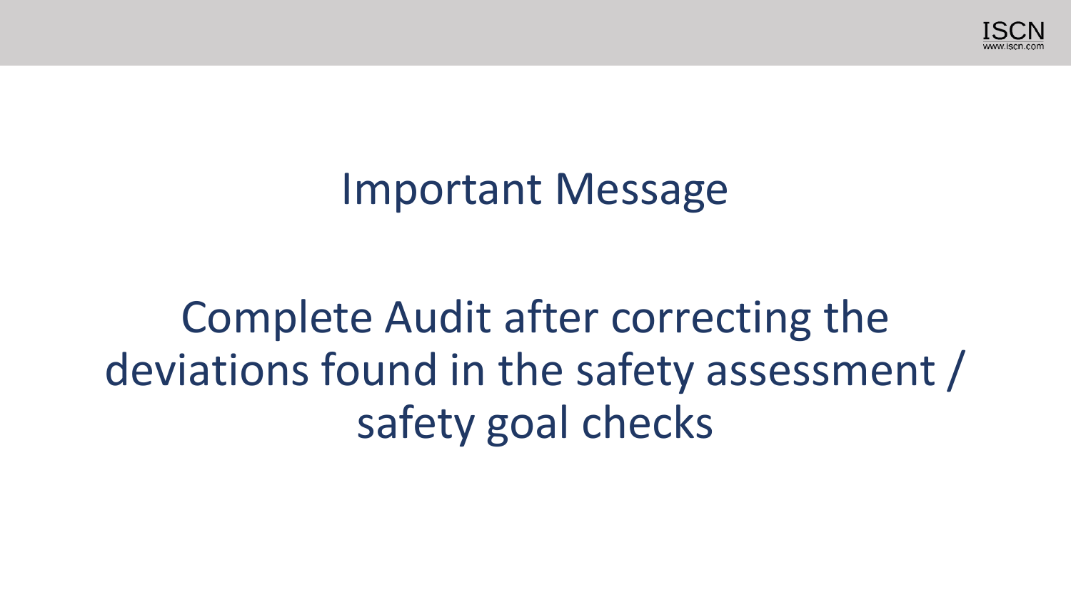# Important Message

Complete Audit after correcting the deviations found in the safety assessment / safety goal checks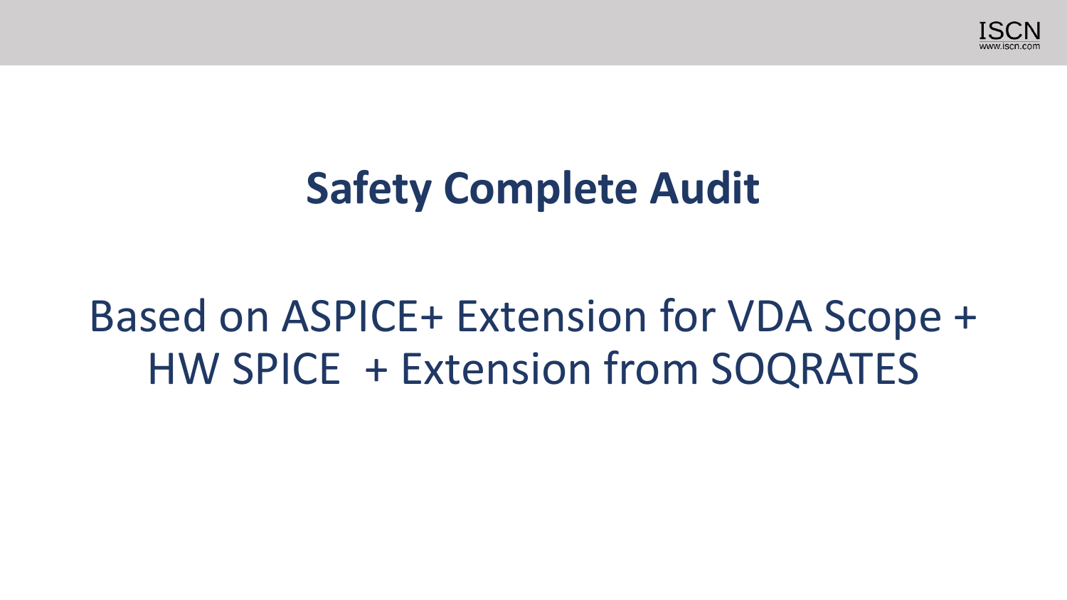# Safety Complete Audit

Based on ASPICE+ Extension for VDA Scope + HW SPICE + Extension from SOQRATES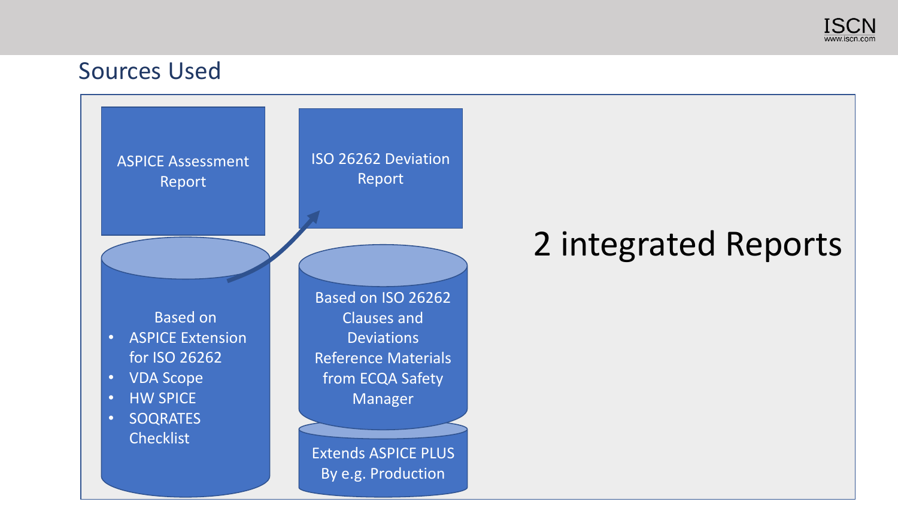## Sources Used

**ASPICE Assessment Report**

Based on

- ASPICE Extension for ISO 26262
- VDA Scope
- HW SPICE
- SOQRATES Checklist

**ISO 26262 Deviation Report**

Based on ISO 26262 Clauses and Deviations Reference Materials from ECQA Safety Manager

Extends ASPICE PLUS By e.g. Production

# 2 integrated Reports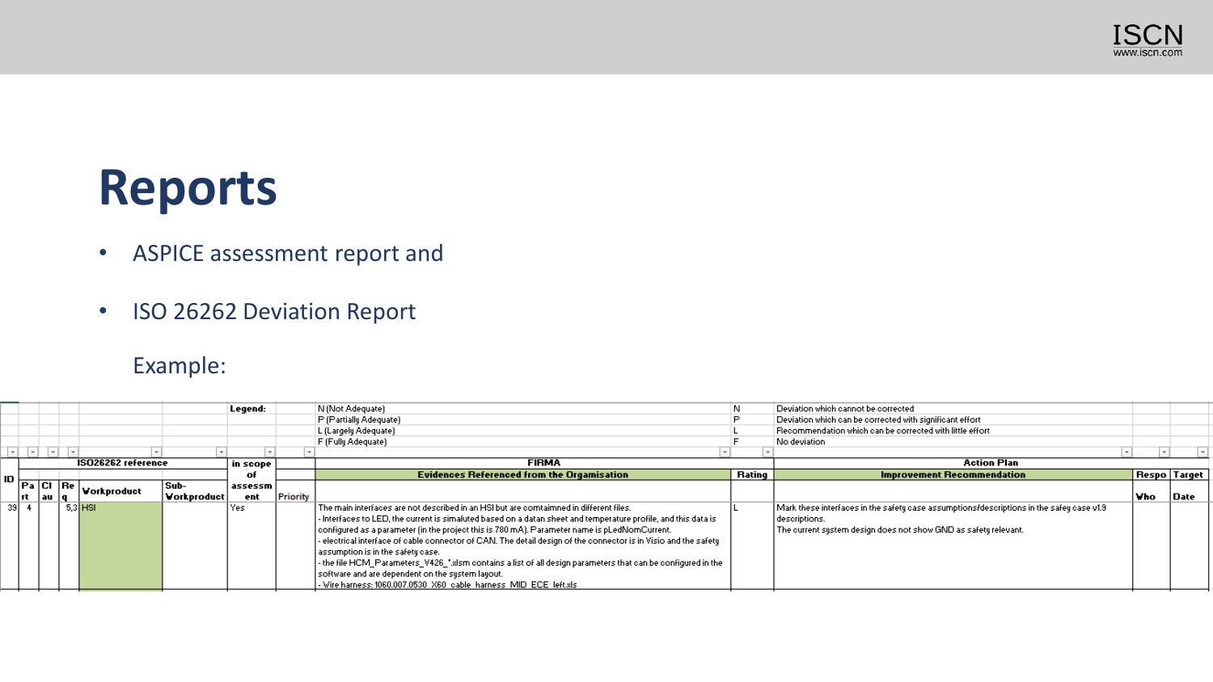# Reports

- ASPICE assessment report and
- ISO 26262 Deviation Report

Example:

| | | | | | | Legend: | | N (Not Adequate) | N | Deviation which cannot be corrected | | |
|---|---|---|---|---|---|---|---|---|---|---|---|---|
| | | | | | | | | P (Partially Adequate) | P | Deviation which can be corrected with significant effort | | |
| | | | | | | | | L (Largely Adequate) | L | Recommendation which can be corrected with little effort | | |
| | | | | | | | | F (Fully Adequate) | F | No deviation | | |
| ID | ISO26262 reference | | | | | in scope of assessment | | FIRMA | | Action Plan | | |
| | Part | Clau | Req | Workproduct | Sub-Workproduct | | Priority | Evidences Referenced from the Orgamisation | Rating | Improvement Recommendation | Respo Who | Target Date |
| 39 | 4 | | 5,3 | HSI | | Yes | | The main interfaces are not described in an HSI but are comtaimned in different files.<br>- Interfaces to LED, the current is simaluted based on a datan sheet and temperature profile, and this data is configured as a parameter (in the project this is 780 mA). Parameter name is pLedNomCurrent.<br>- electrical interface of cable connector of CAN. The detail design of the connector is in Visio and the safety assumption is in the safety case.<br>- the file HCM_Parameters_V426_*.xlsm contains a list of all design parameters that can be configured in the software and are dependent on the system layout.<br>- Wire harness: 1060.007.0530_X60_cable_harness_MID_ECE_left.xls | L | Mark these interfaces in the safety case assumptions/descriptions in the safey case v1.9 descriptions.<br>The current system design does not show GND as safety relevant. | | |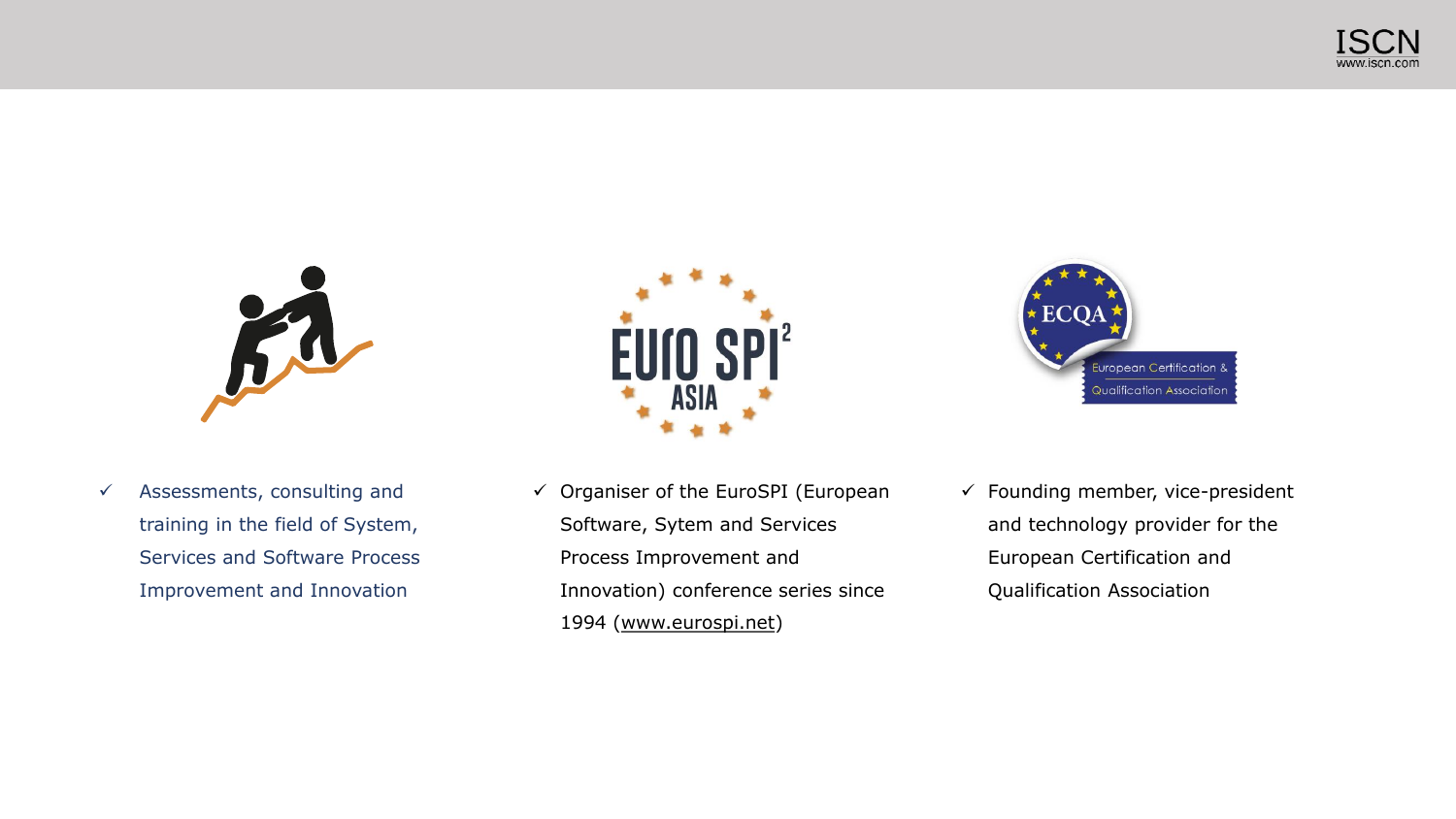- ✓ Assessments, consulting and training in the field of System, Services and Software Process Improvement and Innovation
- ✓ Organiser of the EuroSPI (European Software, Sytem and Services Process Improvement and Innovation) conference series since 1994 (www.eurospi.net)
- ✓ Founding member, vice-president and technology provider for the European Certification and Qualification Association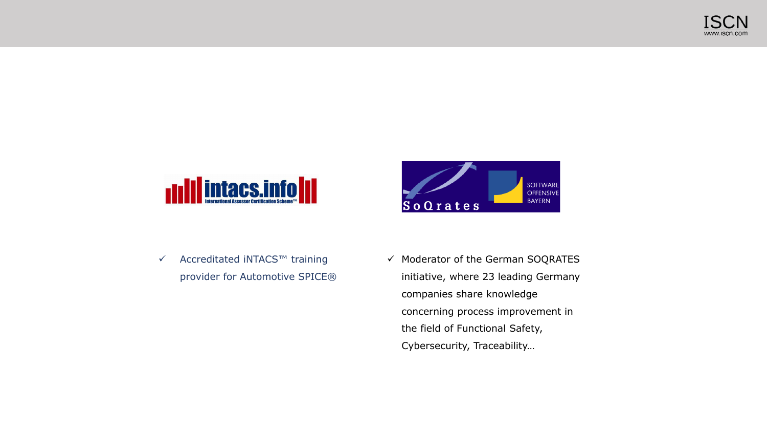- ✓ Accreditated iNTACS™ training provider for Automotive SPICE®
- ✓ Moderator of the German SOQRATES initiative, where 23 leading Germany companies share knowledge concerning process improvement in the field of Functional Safety, Cybersecurity, Traceability…